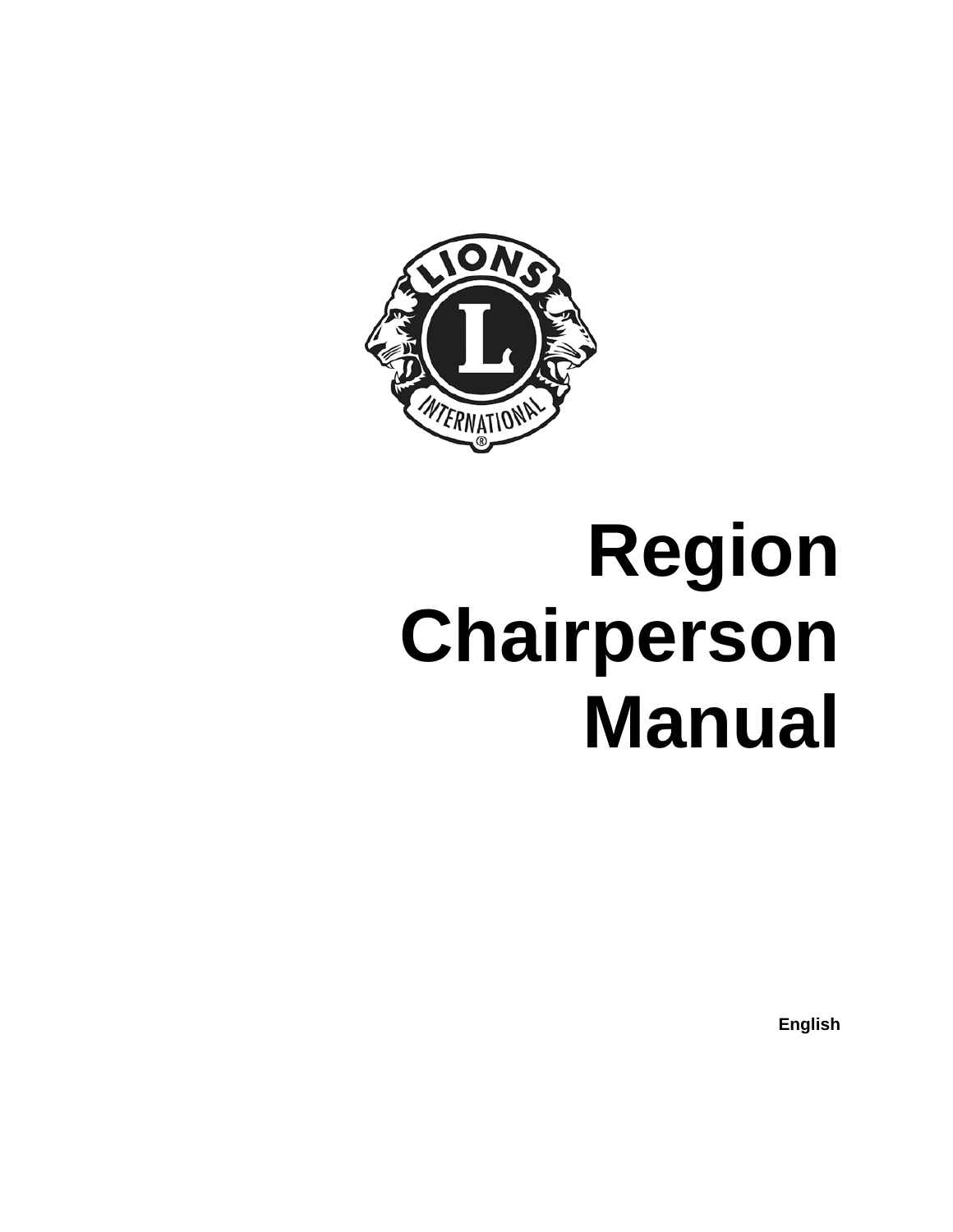# Region Chairperson Manual

English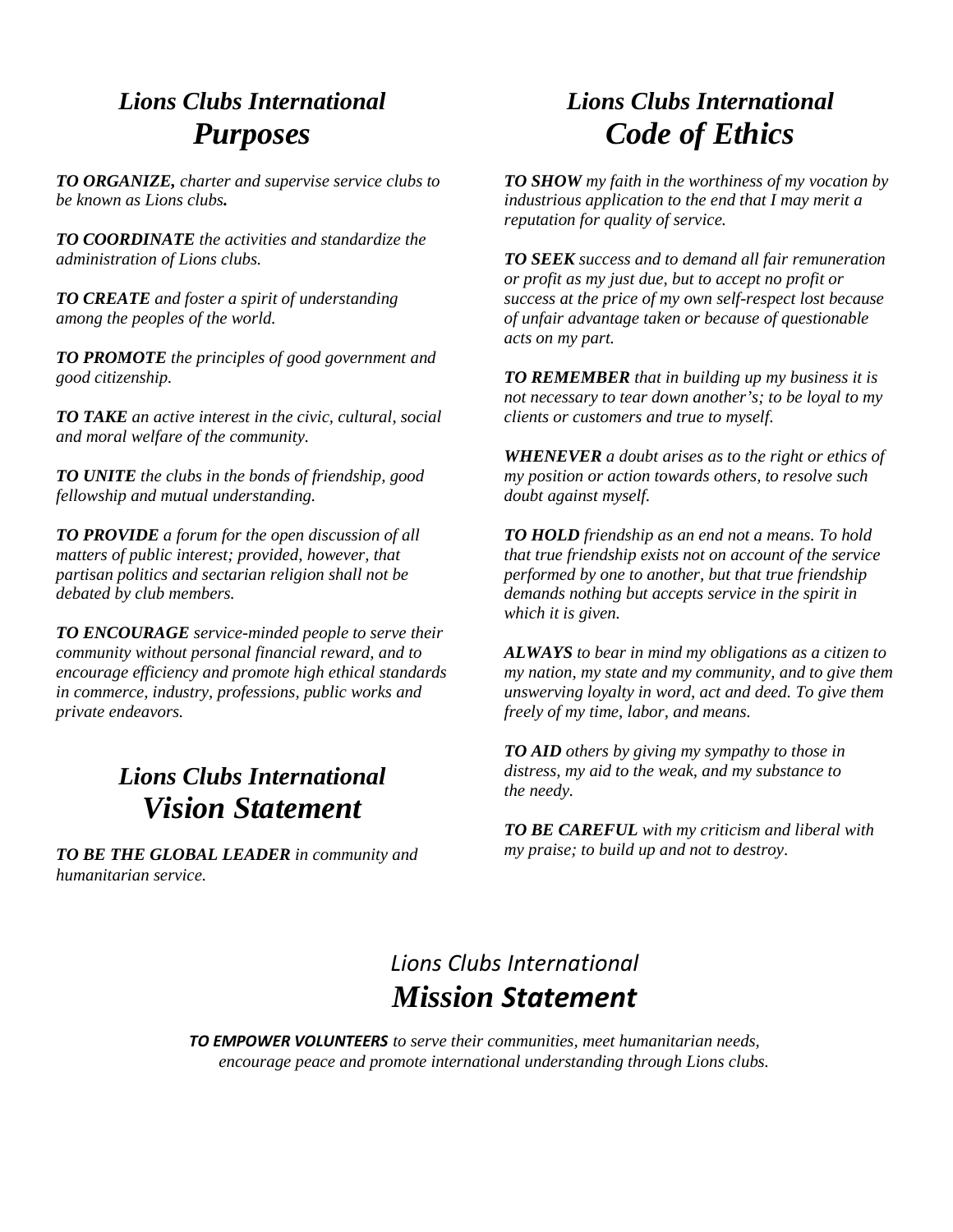## *Lions Clubs International*
## ***Purposes***

***TO ORGANIZE,*** *charter and supervise service clubs to be known as Lions clubs**.***

***TO COORDINATE*** *the activities and standardize the administration of Lions clubs.*

***TO CREATE*** *and foster a spirit of understanding among the peoples of the world.*

***TO PROMOTE*** *the principles of good government and good citizenship.*

***TO TAKE*** *an active interest in the civic, cultural, social and moral welfare of the community.*

***TO UNITE*** *the clubs in the bonds of friendship, good fellowship and mutual understanding.*

***TO PROVIDE*** *a forum for the open discussion of all matters of public interest; provided, however, that partisan politics and sectarian religion shall not be debated by club members.*

***TO ENCOURAGE*** *service-minded people to serve their community without personal financial reward, and to encourage efficiency and promote high ethical standards in commerce, industry, professions, public works and private endeavors.*

## *Lions Clubs International*
## ***Vision Statement***

***TO BE THE GLOBAL LEADER*** *in community and humanitarian service.*

## *Lions Clubs International*
## ***Code of Ethics***

***TO SHOW*** *my faith in the worthiness of my vocation by industrious application to the end that I may merit a reputation for quality of service.*

***TO SEEK*** *success and to demand all fair remuneration or profit as my just due, but to accept no profit or success at the price of my own self-respect lost because of unfair advantage taken or because of questionable acts on my part.*

***TO REMEMBER*** *that in building up my business it is not necessary to tear down another's; to be loyal to my clients or customers and true to myself.*

***WHENEVER*** *a doubt arises as to the right or ethics of my position or action towards others, to resolve such doubt against myself.*

***TO HOLD*** *friendship as an end not a means. To hold that true friendship exists not on account of the service performed by one to another, but that true friendship demands nothing but accepts service in the spirit in which it is given.*

***ALWAYS*** *to bear in mind my obligations as a citizen to my nation, my state and my community, and to give them unswerving loyalty in word, act and deed. To give them freely of my time, labor, and means.*

***TO AID*** *others by giving my sympathy to those in distress, my aid to the weak, and my substance to the needy.*

***TO BE CAREFUL*** *with my criticism and liberal with my praise; to build up and not to destroy.*

## *Lions Clubs International*
## ***Mission Statement***

***TO EMPOWER VOLUNTEERS*** *to serve their communities, meet humanitarian needs, encourage peace and promote international understanding through Lions clubs.*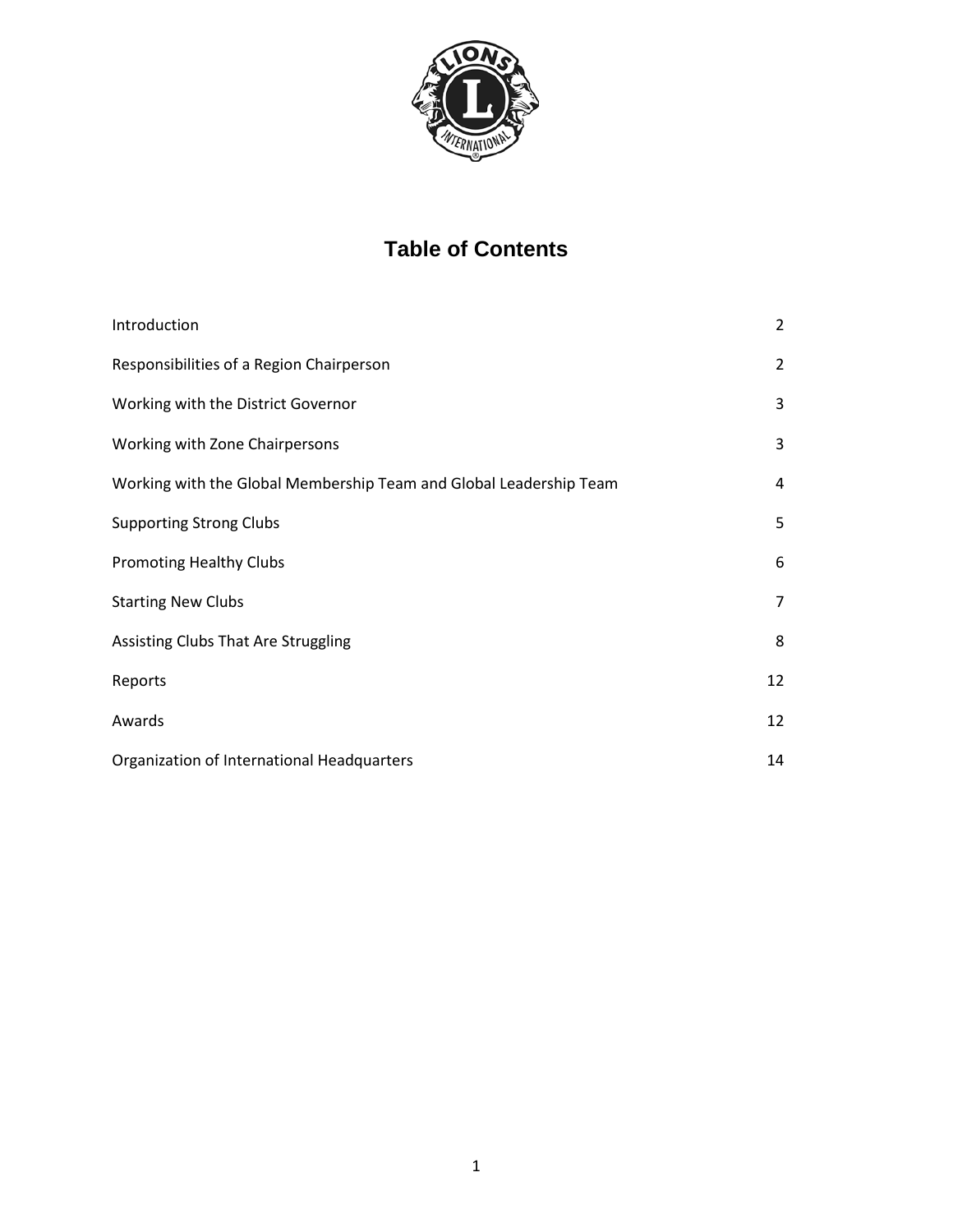# Table of Contents

| | |
|---|---|
| Introduction | 2 |
| Responsibilities of a Region Chairperson | 2 |
| Working with the District Governor | 3 |
| Working with Zone Chairpersons | 3 |
| Working with the Global Membership Team and Global Leadership Team | 4 |
| Supporting Strong Clubs | 5 |
| Promoting Healthy Clubs | 6 |
| Starting New Clubs | 7 |
| Assisting Clubs That Are Struggling | 8 |
| Reports | 12 |
| Awards | 12 |
| Organization of International Headquarters | 14 |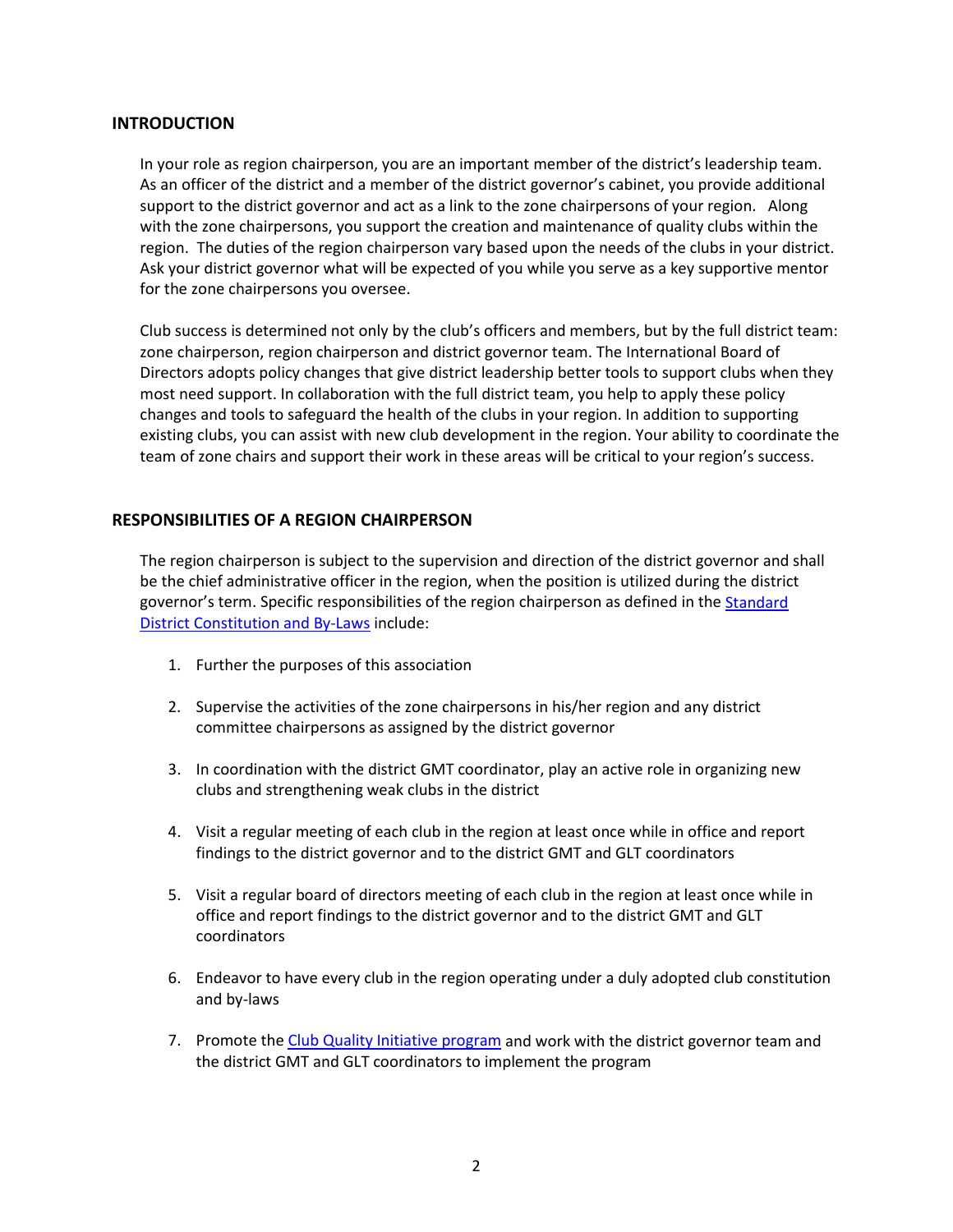## INTRODUCTION

In your role as region chairperson, you are an important member of the district's leadership team. As an officer of the district and a member of the district governor's cabinet, you provide additional support to the district governor and act as a link to the zone chairpersons of your region. Along with the zone chairpersons, you support the creation and maintenance of quality clubs within the region. The duties of the region chairperson vary based upon the needs of the clubs in your district. Ask your district governor what will be expected of you while you serve as a key supportive mentor for the zone chairpersons you oversee.

Club success is determined not only by the club's officers and members, but by the full district team: zone chairperson, region chairperson and district governor team. The International Board of Directors adopts policy changes that give district leadership better tools to support clubs when they most need support. In collaboration with the full district team, you help to apply these policy changes and tools to safeguard the health of the clubs in your region. In addition to supporting existing clubs, you can assist with new club development in the region. Your ability to coordinate the team of zone chairs and support their work in these areas will be critical to your region's success.

## RESPONSIBILITIES OF A REGION CHAIRPERSON

The region chairperson is subject to the supervision and direction of the district governor and shall be the chief administrative officer in the region, when the position is utilized during the district governor's term. Specific responsibilities of the region chairperson as defined in the Standard District Constitution and By-Laws include:

1. Further the purposes of this association
2. Supervise the activities of the zone chairpersons in his/her region and any district committee chairpersons as assigned by the district governor
3. In coordination with the district GMT coordinator, play an active role in organizing new clubs and strengthening weak clubs in the district
4. Visit a regular meeting of each club in the region at least once while in office and report findings to the district governor and to the district GMT and GLT coordinators
5. Visit a regular board of directors meeting of each club in the region at least once while in office and report findings to the district governor and to the district GMT and GLT coordinators
6. Endeavor to have every club in the region operating under a duly adopted club constitution and by-laws
7. Promote the Club Quality Initiative program and work with the district governor team and the district GMT and GLT coordinators to implement the program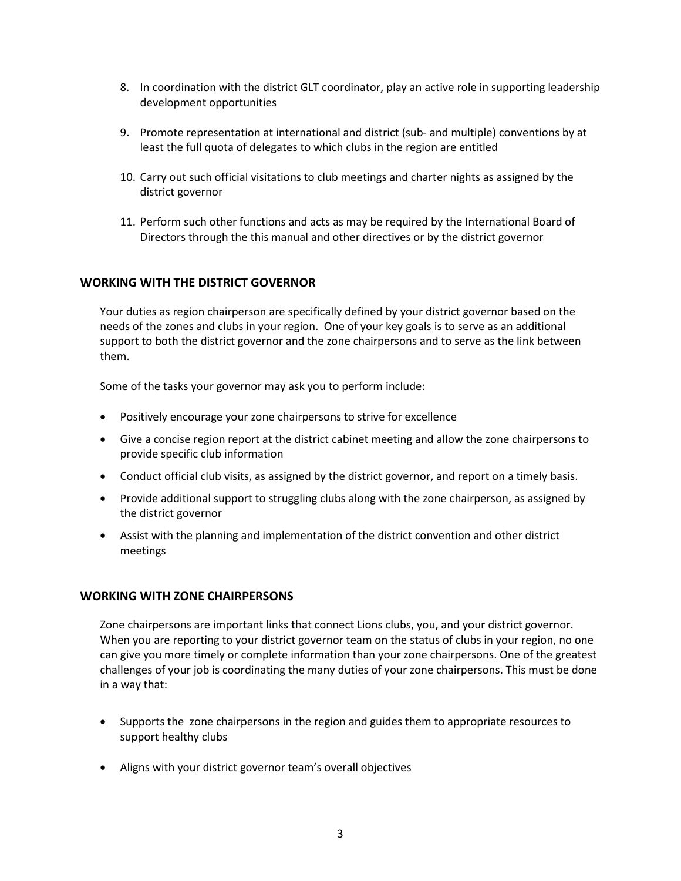8. In coordination with the district GLT coordinator, play an active role in supporting leadership development opportunities

9. Promote representation at international and district (sub- and multiple) conventions by at least the full quota of delegates to which clubs in the region are entitled

10. Carry out such official visitations to club meetings and charter nights as assigned by the district governor

11. Perform such other functions and acts as may be required by the International Board of Directors through the this manual and other directives or by the district governor

## WORKING WITH THE DISTRICT GOVERNOR

Your duties as region chairperson are specifically defined by your district governor based on the needs of the zones and clubs in your region. One of your key goals is to serve as an additional support to both the district governor and the zone chairpersons and to serve as the link between them.

Some of the tasks your governor may ask you to perform include:

- Positively encourage your zone chairpersons to strive for excellence
- Give a concise region report at the district cabinet meeting and allow the zone chairpersons to provide specific club information
- Conduct official club visits, as assigned by the district governor, and report on a timely basis.
- Provide additional support to struggling clubs along with the zone chairperson, as assigned by the district governor
- Assist with the planning and implementation of the district convention and other district meetings

## WORKING WITH ZONE CHAIRPERSONS

Zone chairpersons are important links that connect Lions clubs, you, and your district governor. When you are reporting to your district governor team on the status of clubs in your region, no one can give you more timely or complete information than your zone chairpersons. One of the greatest challenges of your job is coordinating the many duties of your zone chairpersons. This must be done in a way that:

- Supports the zone chairpersons in the region and guides them to appropriate resources to support healthy clubs
- Aligns with your district governor team's overall objectives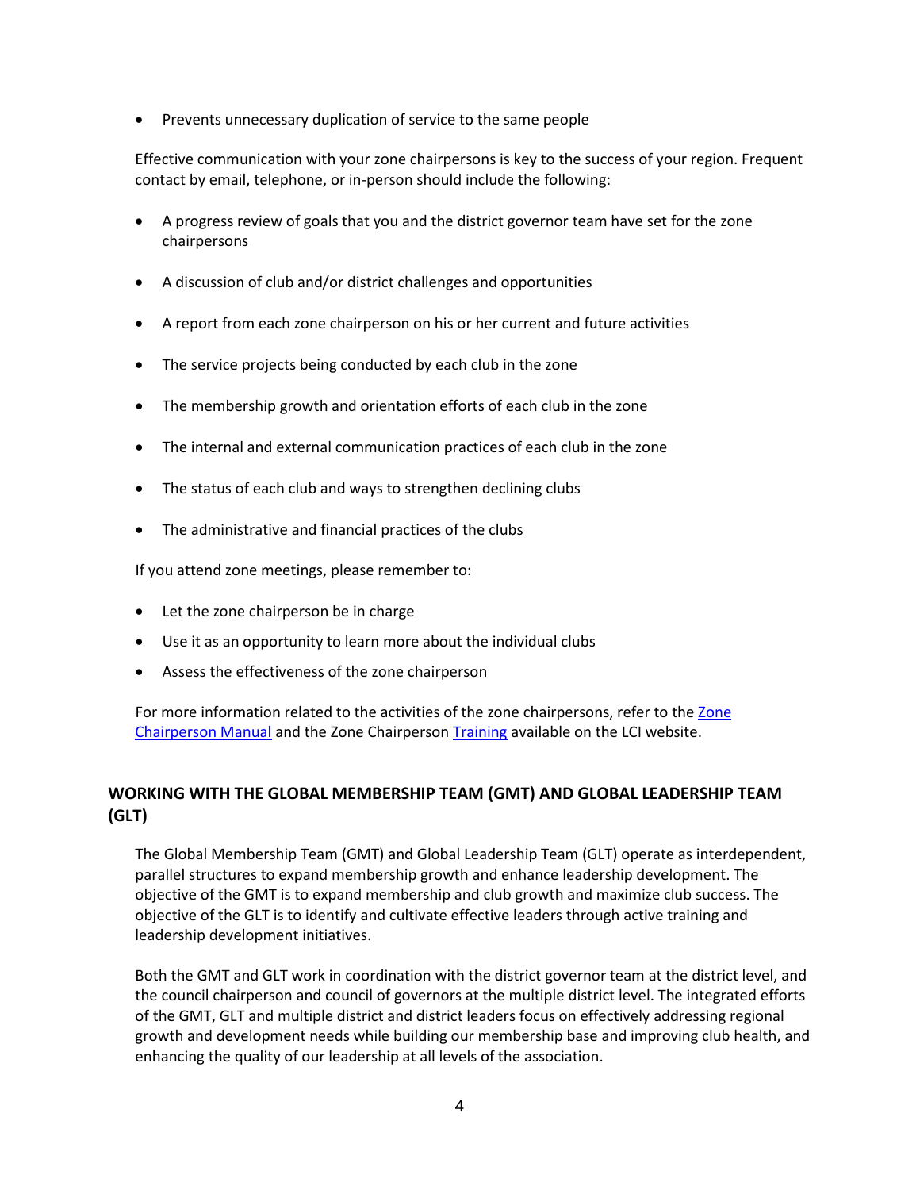- Prevents unnecessary duplication of service to the same people

Effective communication with your zone chairpersons is key to the success of your region. Frequent contact by email, telephone, or in-person should include the following:

- A progress review of goals that you and the district governor team have set for the zone chairpersons
- A discussion of club and/or district challenges and opportunities
- A report from each zone chairperson on his or her current and future activities
- The service projects being conducted by each club in the zone
- The membership growth and orientation efforts of each club in the zone
- The internal and external communication practices of each club in the zone
- The status of each club and ways to strengthen declining clubs
- The administrative and financial practices of the clubs

If you attend zone meetings, please remember to:

- Let the zone chairperson be in charge
- Use it as an opportunity to learn more about the individual clubs
- Assess the effectiveness of the zone chairperson

For more information related to the activities of the zone chairpersons, refer to the Zone Chairperson Manual and the Zone Chairperson Training available on the LCI website.

## WORKING WITH THE GLOBAL MEMBERSHIP TEAM (GMT) AND GLOBAL LEADERSHIP TEAM (GLT)

The Global Membership Team (GMT) and Global Leadership Team (GLT) operate as interdependent, parallel structures to expand membership growth and enhance leadership development. The objective of the GMT is to expand membership and club growth and maximize club success. The objective of the GLT is to identify and cultivate effective leaders through active training and leadership development initiatives.

Both the GMT and GLT work in coordination with the district governor team at the district level, and the council chairperson and council of governors at the multiple district level. The integrated efforts of the GMT, GLT and multiple district and district leaders focus on effectively addressing regional growth and development needs while building our membership base and improving club health, and enhancing the quality of our leadership at all levels of the association.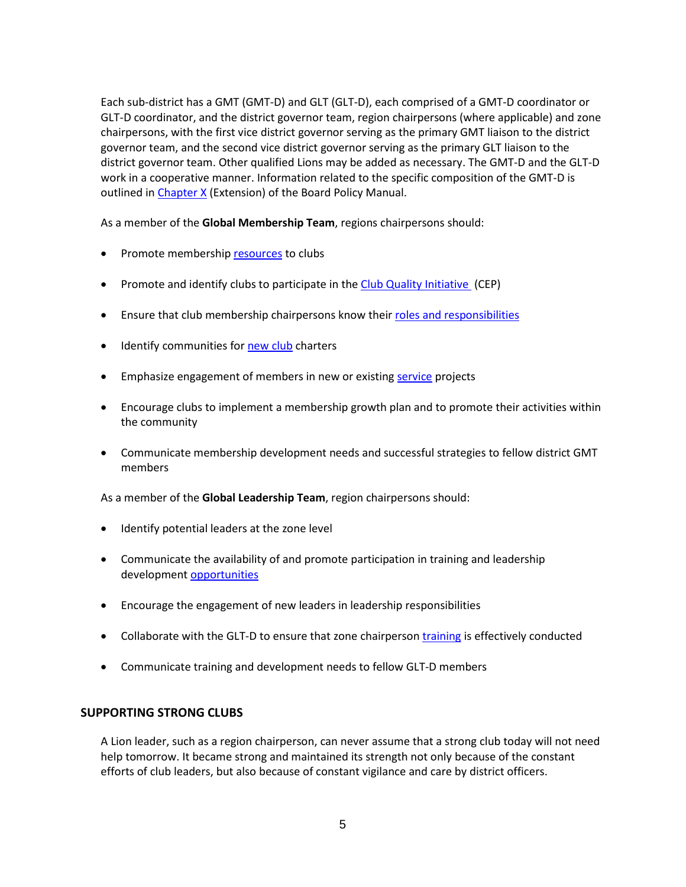Each sub-district has a GMT (GMT-D) and GLT (GLT-D), each comprised of a GMT-D coordinator or GLT-D coordinator, and the district governor team, region chairpersons (where applicable) and zone chairpersons, with the first vice district governor serving as the primary GMT liaison to the district governor team, and the second vice district governor serving as the primary GLT liaison to the district governor team. Other qualified Lions may be added as necessary. The GMT-D and the GLT-D work in a cooperative manner. Information related to the specific composition of the GMT-D is outlined in Chapter X (Extension) of the Board Policy Manual.

As a member of the **Global Membership Team**, regions chairpersons should:

- Promote membership resources to clubs
- Promote and identify clubs to participate in the Club Quality Initiative (CEP)
- Ensure that club membership chairpersons know their roles and responsibilities
- Identify communities for new club charters
- Emphasize engagement of members in new or existing service projects
- Encourage clubs to implement a membership growth plan and to promote their activities within the community
- Communicate membership development needs and successful strategies to fellow district GMT members

As a member of the **Global Leadership Team**, region chairpersons should:

- Identify potential leaders at the zone level
- Communicate the availability of and promote participation in training and leadership development opportunities
- Encourage the engagement of new leaders in leadership responsibilities
- Collaborate with the GLT-D to ensure that zone chairperson training is effectively conducted
- Communicate training and development needs to fellow GLT-D members

## SUPPORTING STRONG CLUBS

A Lion leader, such as a region chairperson, can never assume that a strong club today will not need help tomorrow. It became strong and maintained its strength not only because of the constant efforts of club leaders, but also because of constant vigilance and care by district officers.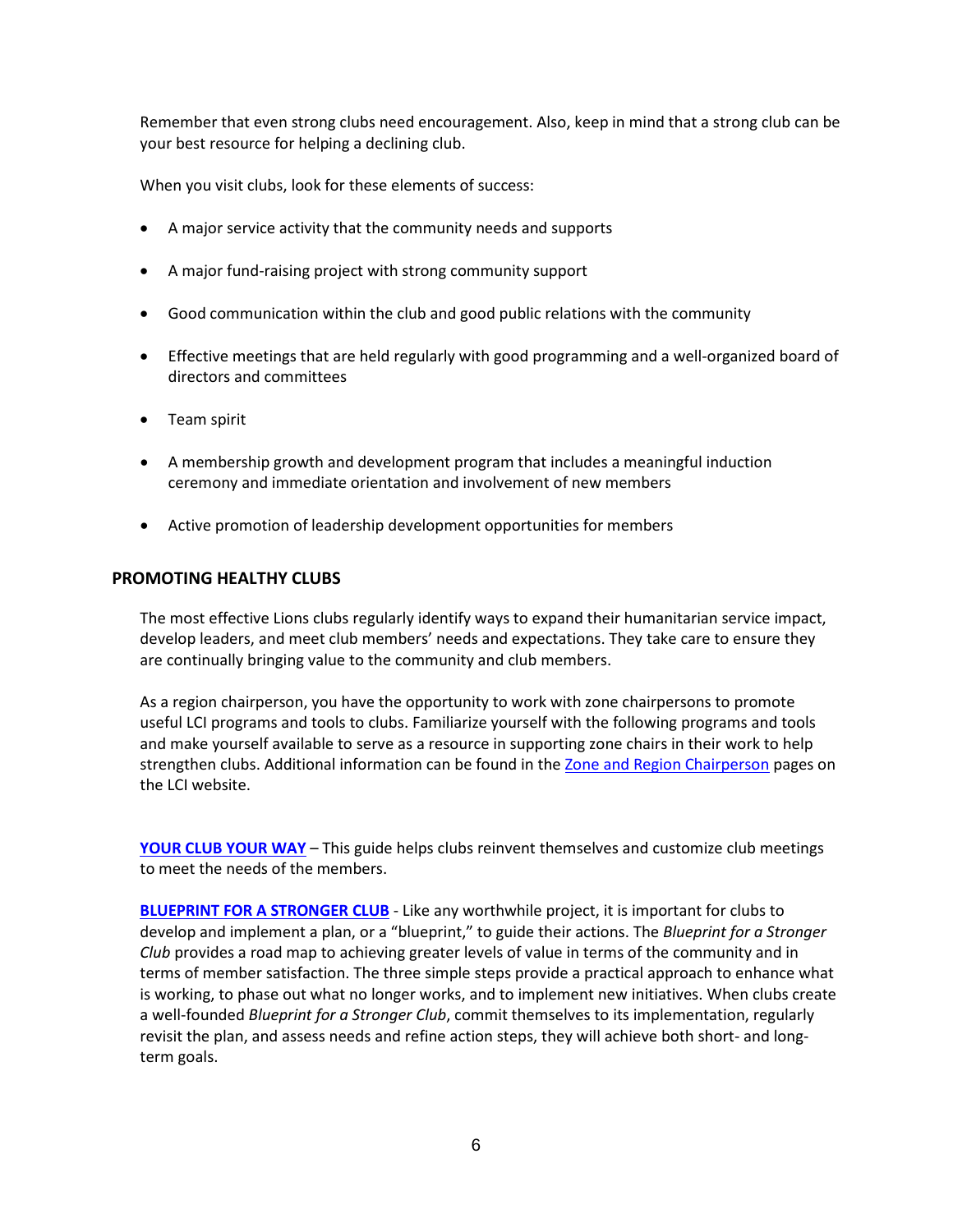Remember that even strong clubs need encouragement. Also, keep in mind that a strong club can be your best resource for helping a declining club.

When you visit clubs, look for these elements of success:

- A major service activity that the community needs and supports
- A major fund-raising project with strong community support
- Good communication within the club and good public relations with the community
- Effective meetings that are held regularly with good programming and a well-organized board of directors and committees
- Team spirit
- A membership growth and development program that includes a meaningful induction ceremony and immediate orientation and involvement of new members
- Active promotion of leadership development opportunities for members

## PROMOTING HEALTHY CLUBS

The most effective Lions clubs regularly identify ways to expand their humanitarian service impact, develop leaders, and meet club members' needs and expectations. They take care to ensure they are continually bringing value to the community and club members.

As a region chairperson, you have the opportunity to work with zone chairpersons to promote useful LCI programs and tools to clubs. Familiarize yourself with the following programs and tools and make yourself available to serve as a resource in supporting zone chairs in their work to help strengthen clubs. Additional information can be found in the Zone and Region Chairperson pages on the LCI website.

**YOUR CLUB YOUR WAY** – This guide helps clubs reinvent themselves and customize club meetings to meet the needs of the members.

**BLUEPRINT FOR A STRONGER CLUB** - Like any worthwhile project, it is important for clubs to develop and implement a plan, or a "blueprint," to guide their actions. The *Blueprint for a Stronger Club* provides a road map to achieving greater levels of value in terms of the community and in terms of member satisfaction. The three simple steps provide a practical approach to enhance what is working, to phase out what no longer works, and to implement new initiatives. When clubs create a well-founded *Blueprint for a Stronger Club*, commit themselves to its implementation, regularly revisit the plan, and assess needs and refine action steps, they will achieve both short- and long-term goals.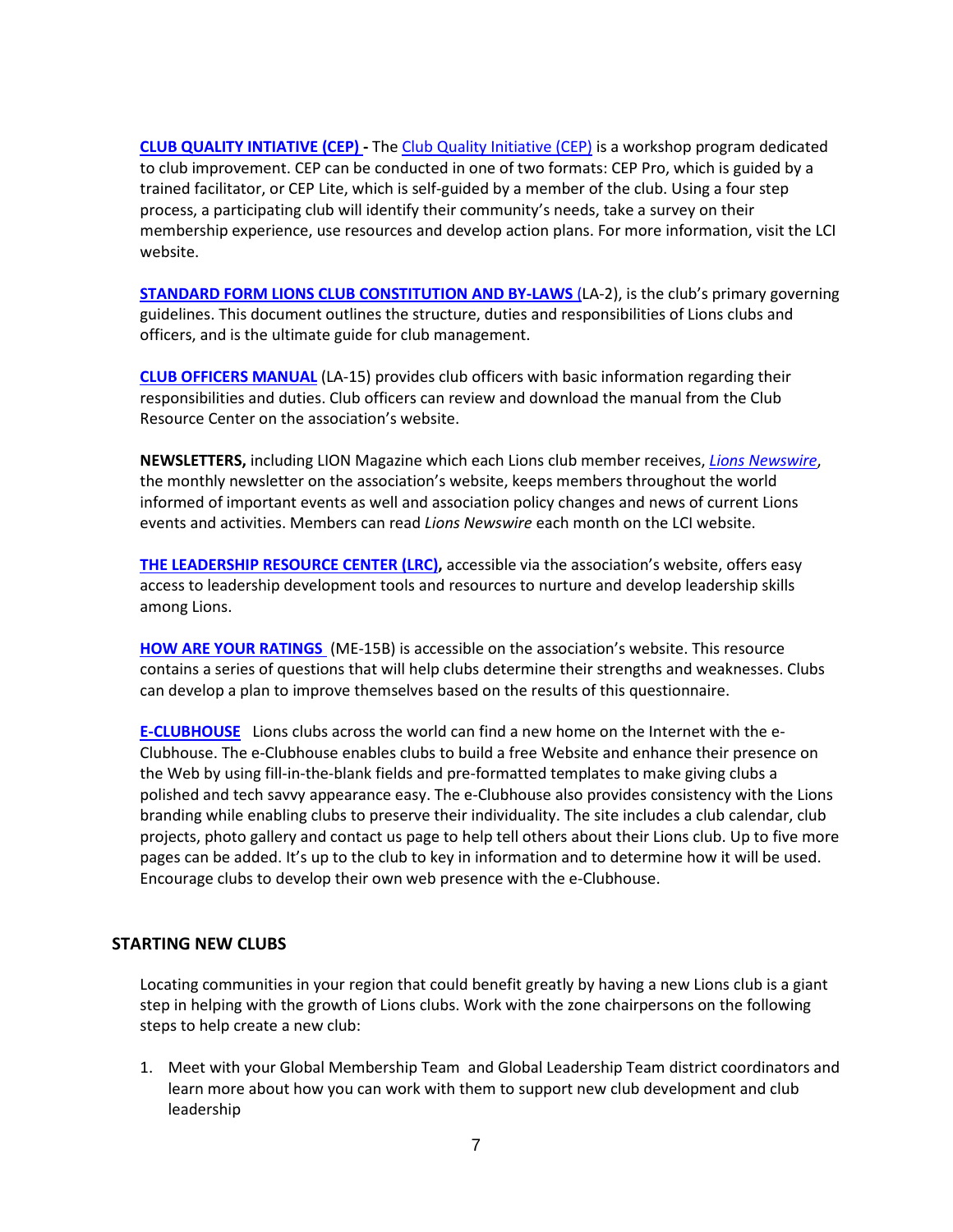**CLUB QUALITY INTIATIVE (CEP) -** The Club Quality Initiative (CEP) is a workshop program dedicated to club improvement. CEP can be conducted in one of two formats: CEP Pro, which is guided by a trained facilitator, or CEP Lite, which is self-guided by a member of the club. Using a four step process, a participating club will identify their community's needs, take a survey on their membership experience, use resources and develop action plans. For more information, visit the LCI website.

**STANDARD FORM LIONS CLUB CONSTITUTION AND BY-LAWS** (LA-2), is the club's primary governing guidelines. This document outlines the structure, duties and responsibilities of Lions clubs and officers, and is the ultimate guide for club management.

**CLUB OFFICERS MANUAL** (LA-15) provides club officers with basic information regarding their responsibilities and duties. Club officers can review and download the manual from the Club Resource Center on the association's website.

**NEWSLETTERS,** including LION Magazine which each Lions club member receives, *Lions Newswire*, the monthly newsletter on the association's website, keeps members throughout the world informed of important events as well and association policy changes and news of current Lions events and activities. Members can read *Lions Newswire* each month on the LCI website.

**THE LEADERSHIP RESOURCE CENTER (LRC),** accessible via the association's website, offers easy access to leadership development tools and resources to nurture and develop leadership skills among Lions.

**HOW ARE YOUR RATINGS** (ME-15B) is accessible on the association's website. This resource contains a series of questions that will help clubs determine their strengths and weaknesses. Clubs can develop a plan to improve themselves based on the results of this questionnaire.

**E-CLUBHOUSE** Lions clubs across the world can find a new home on the Internet with the e-Clubhouse. The e-Clubhouse enables clubs to build a free Website and enhance their presence on the Web by using fill-in-the-blank fields and pre-formatted templates to make giving clubs a polished and tech savvy appearance easy. The e-Clubhouse also provides consistency with the Lions branding while enabling clubs to preserve their individuality. The site includes a club calendar, club projects, photo gallery and contact us page to help tell others about their Lions club. Up to five more pages can be added. It's up to the club to key in information and to determine how it will be used. Encourage clubs to develop their own web presence with the e-Clubhouse.

## STARTING NEW CLUBS

Locating communities in your region that could benefit greatly by having a new Lions club is a giant step in helping with the growth of Lions clubs. Work with the zone chairpersons on the following steps to help create a new club:

1. Meet with your Global Membership Team and Global Leadership Team district coordinators and learn more about how you can work with them to support new club development and club leadership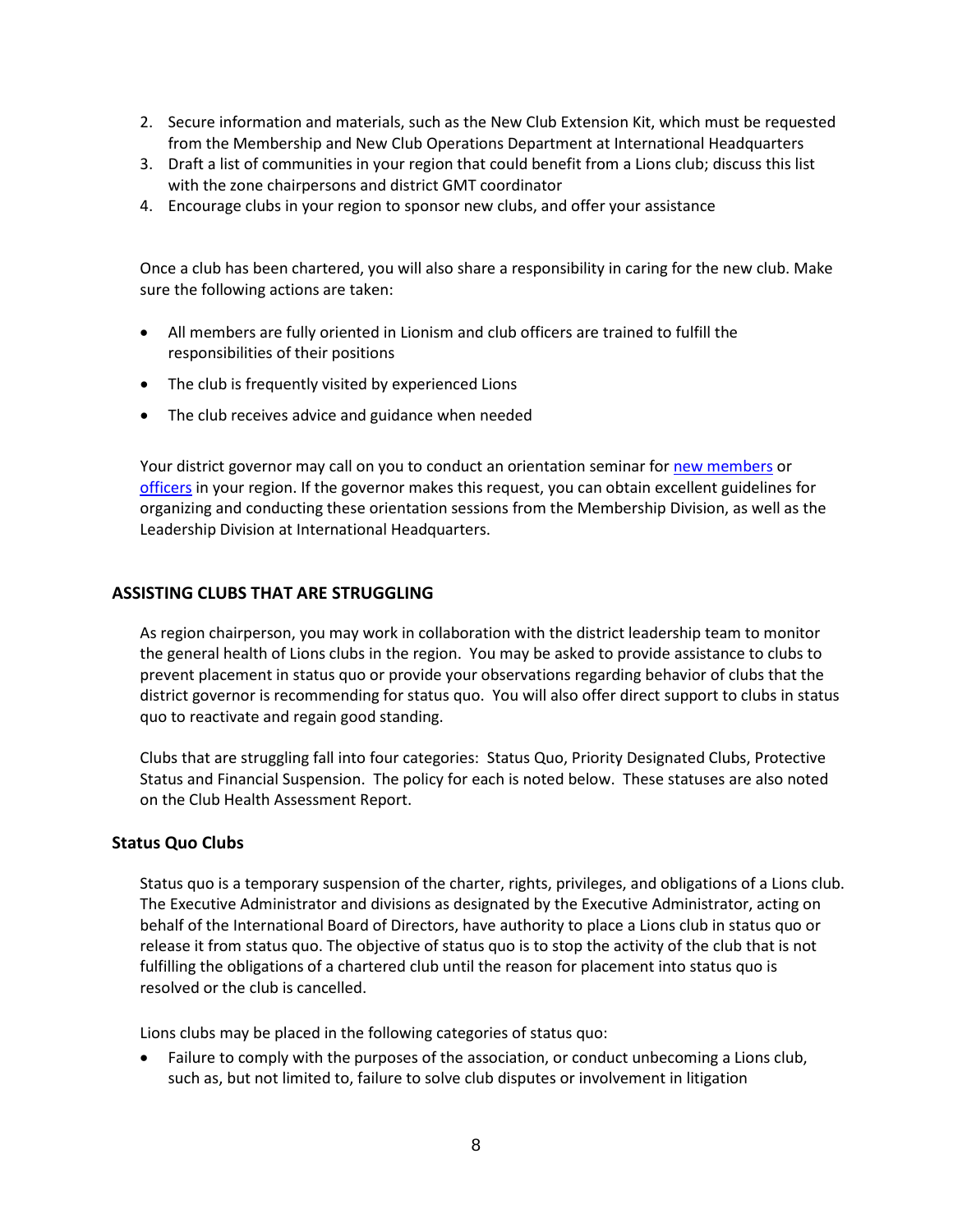2. Secure information and materials, such as the New Club Extension Kit, which must be requested from the Membership and New Club Operations Department at International Headquarters
3. Draft a list of communities in your region that could benefit from a Lions club; discuss this list with the zone chairpersons and district GMT coordinator
4. Encourage clubs in your region to sponsor new clubs, and offer your assistance

Once a club has been chartered, you will also share a responsibility in caring for the new club. Make sure the following actions are taken:

- All members are fully oriented in Lionism and club officers are trained to fulfill the responsibilities of their positions
- The club is frequently visited by experienced Lions
- The club receives advice and guidance when needed

Your district governor may call on you to conduct an orientation seminar for new members or officers in your region. If the governor makes this request, you can obtain excellent guidelines for organizing and conducting these orientation sessions from the Membership Division, as well as the Leadership Division at International Headquarters.

## ASSISTING CLUBS THAT ARE STRUGGLING

As region chairperson, you may work in collaboration with the district leadership team to monitor the general health of Lions clubs in the region. You may be asked to provide assistance to clubs to prevent placement in status quo or provide your observations regarding behavior of clubs that the district governor is recommending for status quo. You will also offer direct support to clubs in status quo to reactivate and regain good standing.

Clubs that are struggling fall into four categories: Status Quo, Priority Designated Clubs, Protective Status and Financial Suspension. The policy for each is noted below. These statuses are also noted on the Club Health Assessment Report.

### Status Quo Clubs

Status quo is a temporary suspension of the charter, rights, privileges, and obligations of a Lions club. The Executive Administrator and divisions as designated by the Executive Administrator, acting on behalf of the International Board of Directors, have authority to place a Lions club in status quo or release it from status quo. The objective of status quo is to stop the activity of the club that is not fulfilling the obligations of a chartered club until the reason for placement into status quo is resolved or the club is cancelled.

Lions clubs may be placed in the following categories of status quo:

- Failure to comply with the purposes of the association, or conduct unbecoming a Lions club, such as, but not limited to, failure to solve club disputes or involvement in litigation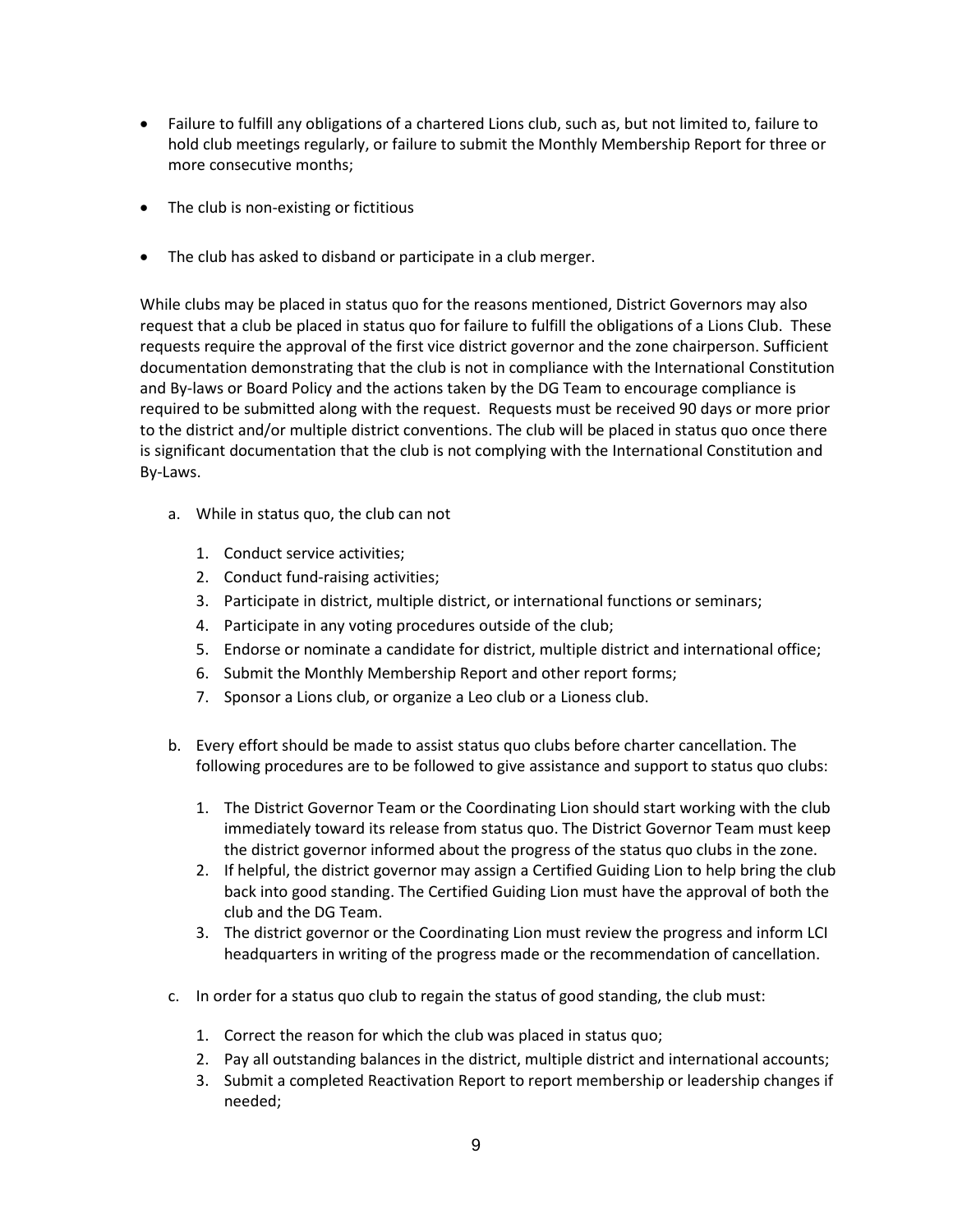- Failure to fulfill any obligations of a chartered Lions club, such as, but not limited to, failure to hold club meetings regularly, or failure to submit the Monthly Membership Report for three or more consecutive months;
- The club is non-existing or fictitious
- The club has asked to disband or participate in a club merger.

While clubs may be placed in status quo for the reasons mentioned, District Governors may also request that a club be placed in status quo for failure to fulfill the obligations of a Lions Club. These requests require the approval of the first vice district governor and the zone chairperson. Sufficient documentation demonstrating that the club is not in compliance with the International Constitution and By-laws or Board Policy and the actions taken by the DG Team to encourage compliance is required to be submitted along with the request. Requests must be received 90 days or more prior to the district and/or multiple district conventions. The club will be placed in status quo once there is significant documentation that the club is not complying with the International Constitution and By-Laws.

a. While in status quo, the club can not

   1. Conduct service activities;
   2. Conduct fund-raising activities;
   3. Participate in district, multiple district, or international functions or seminars;
   4. Participate in any voting procedures outside of the club;
   5. Endorse or nominate a candidate for district, multiple district and international office;
   6. Submit the Monthly Membership Report and other report forms;
   7. Sponsor a Lions club, or organize a Leo club or a Lioness club.

b. Every effort should be made to assist status quo clubs before charter cancellation. The following procedures are to be followed to give assistance and support to status quo clubs:

   1. The District Governor Team or the Coordinating Lion should start working with the club immediately toward its release from status quo. The District Governor Team must keep the district governor informed about the progress of the status quo clubs in the zone.
   2. If helpful, the district governor may assign a Certified Guiding Lion to help bring the club back into good standing. The Certified Guiding Lion must have the approval of both the club and the DG Team.
   3. The district governor or the Coordinating Lion must review the progress and inform LCI headquarters in writing of the progress made or the recommendation of cancellation.

c. In order for a status quo club to regain the status of good standing, the club must:

   1. Correct the reason for which the club was placed in status quo;
   2. Pay all outstanding balances in the district, multiple district and international accounts;
   3. Submit a completed Reactivation Report to report membership or leadership changes if needed;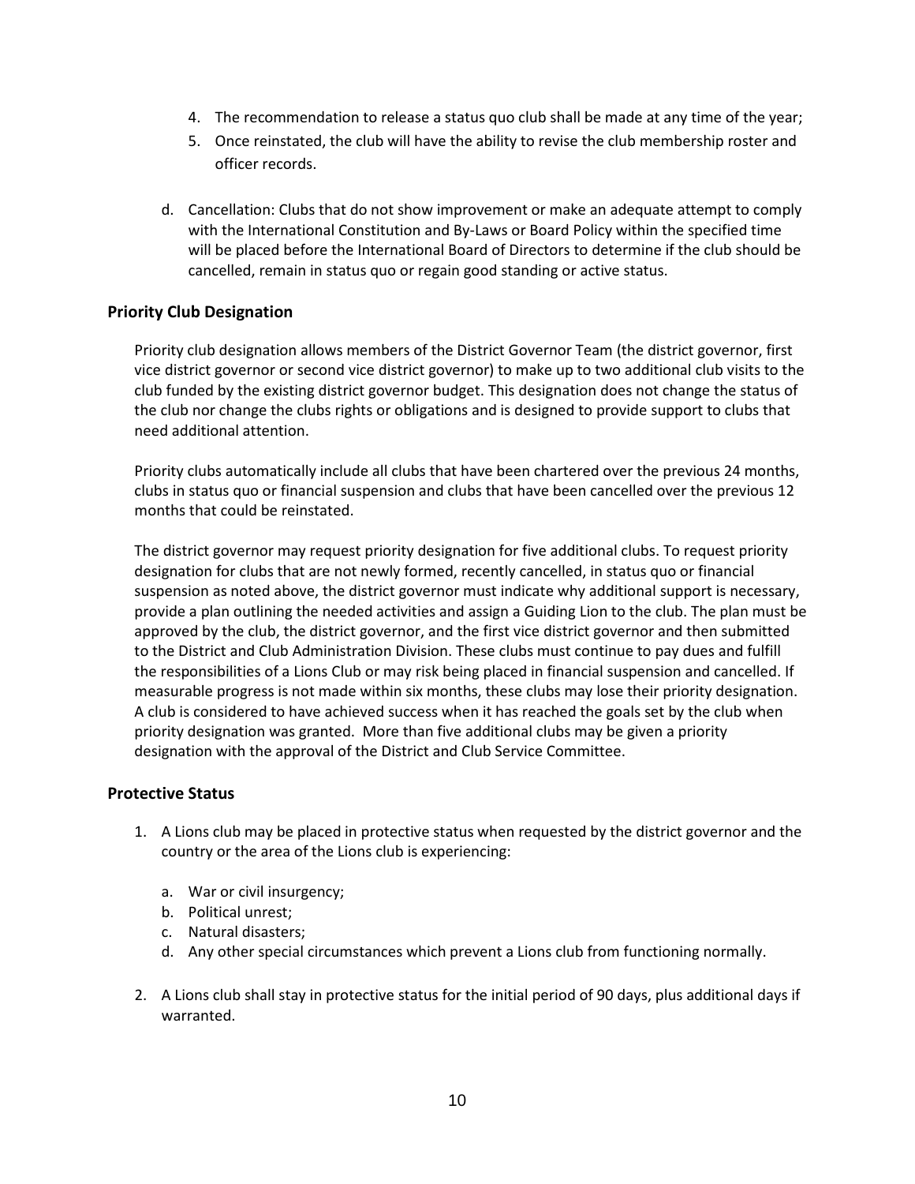4. The recommendation to release a status quo club shall be made at any time of the year;
5. Once reinstated, the club will have the ability to revise the club membership roster and officer records.

d. Cancellation: Clubs that do not show improvement or make an adequate attempt to comply with the International Constitution and By-Laws or Board Policy within the specified time will be placed before the International Board of Directors to determine if the club should be cancelled, remain in status quo or regain good standing or active status.

### Priority Club Designation

Priority club designation allows members of the District Governor Team (the district governor, first vice district governor or second vice district governor) to make up to two additional club visits to the club funded by the existing district governor budget. This designation does not change the status of the club nor change the clubs rights or obligations and is designed to provide support to clubs that need additional attention.

Priority clubs automatically include all clubs that have been chartered over the previous 24 months, clubs in status quo or financial suspension and clubs that have been cancelled over the previous 12 months that could be reinstated.

The district governor may request priority designation for five additional clubs. To request priority designation for clubs that are not newly formed, recently cancelled, in status quo or financial suspension as noted above, the district governor must indicate why additional support is necessary, provide a plan outlining the needed activities and assign a Guiding Lion to the club. The plan must be approved by the club, the district governor, and the first vice district governor and then submitted to the District and Club Administration Division. These clubs must continue to pay dues and fulfill the responsibilities of a Lions Club or may risk being placed in financial suspension and cancelled. If measurable progress is not made within six months, these clubs may lose their priority designation. A club is considered to have achieved success when it has reached the goals set by the club when priority designation was granted. More than five additional clubs may be given a priority designation with the approval of the District and Club Service Committee.

### Protective Status

1. A Lions club may be placed in protective status when requested by the district governor and the country or the area of the Lions club is experiencing:

   a. War or civil insurgency;
   b. Political unrest;
   c. Natural disasters;
   d. Any other special circumstances which prevent a Lions club from functioning normally.

2. A Lions club shall stay in protective status for the initial period of 90 days, plus additional days if warranted.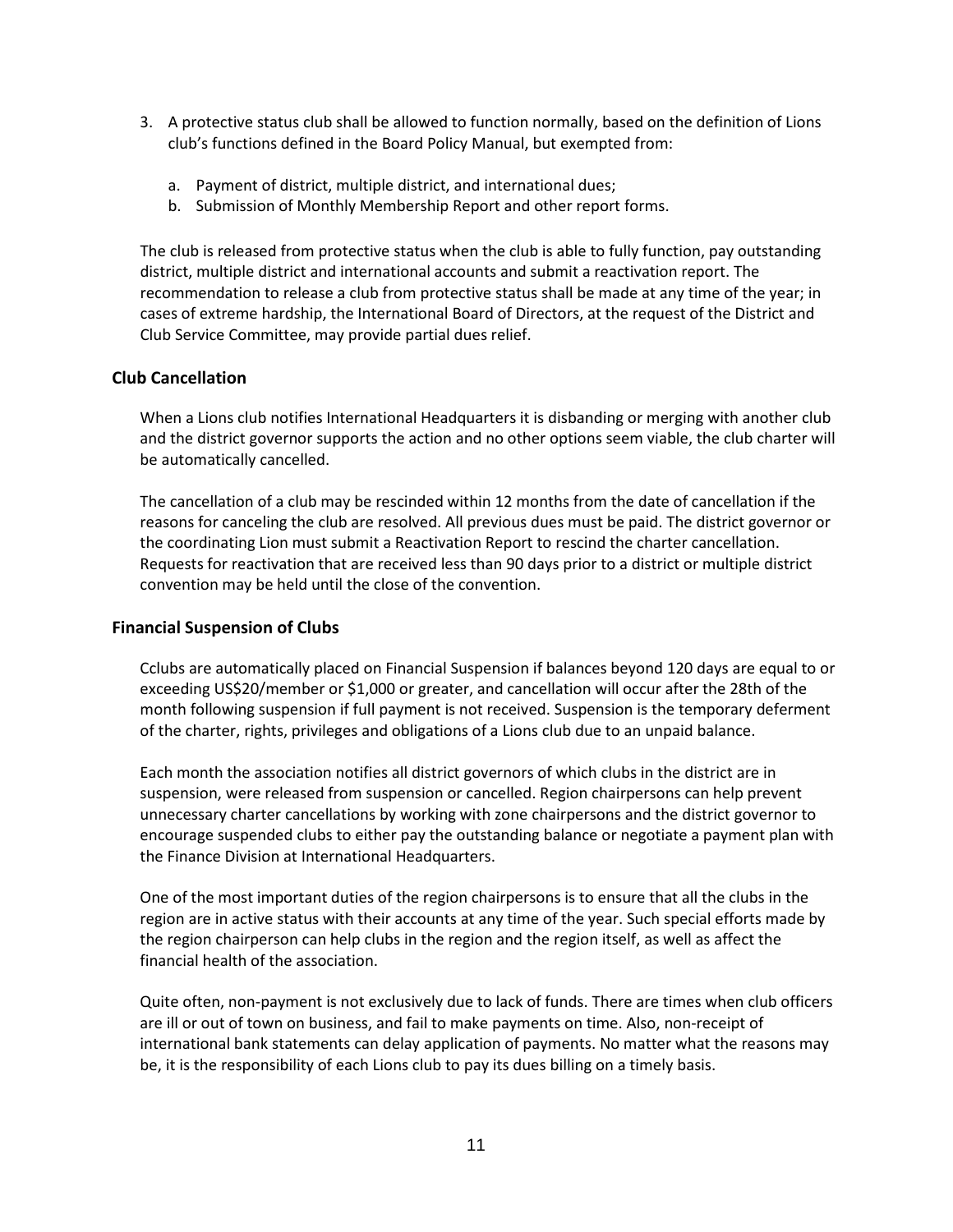3. A protective status club shall be allowed to function normally, based on the definition of Lions club's functions defined in the Board Policy Manual, but exempted from:

   a. Payment of district, multiple district, and international dues;
   b. Submission of Monthly Membership Report and other report forms.

The club is released from protective status when the club is able to fully function, pay outstanding district, multiple district and international accounts and submit a reactivation report. The recommendation to release a club from protective status shall be made at any time of the year; in cases of extreme hardship, the International Board of Directors, at the request of the District and Club Service Committee, may provide partial dues relief.

### Club Cancellation

When a Lions club notifies International Headquarters it is disbanding or merging with another club and the district governor supports the action and no other options seem viable, the club charter will be automatically cancelled.

The cancellation of a club may be rescinded within 12 months from the date of cancellation if the reasons for canceling the club are resolved. All previous dues must be paid. The district governor or the coordinating Lion must submit a Reactivation Report to rescind the charter cancellation. Requests for reactivation that are received less than 90 days prior to a district or multiple district convention may be held until the close of the convention.

### Financial Suspension of Clubs

Cclubs are automatically placed on Financial Suspension if balances beyond 120 days are equal to or exceeding US$20/member or $1,000 or greater, and cancellation will occur after the 28th of the month following suspension if full payment is not received. Suspension is the temporary deferment of the charter, rights, privileges and obligations of a Lions club due to an unpaid balance.

Each month the association notifies all district governors of which clubs in the district are in suspension, were released from suspension or cancelled. Region chairpersons can help prevent unnecessary charter cancellations by working with zone chairpersons and the district governor to encourage suspended clubs to either pay the outstanding balance or negotiate a payment plan with the Finance Division at International Headquarters.

One of the most important duties of the region chairpersons is to ensure that all the clubs in the region are in active status with their accounts at any time of the year. Such special efforts made by the region chairperson can help clubs in the region and the region itself, as well as affect the financial health of the association.

Quite often, non-payment is not exclusively due to lack of funds. There are times when club officers are ill or out of town on business, and fail to make payments on time. Also, non-receipt of international bank statements can delay application of payments. No matter what the reasons may be, it is the responsibility of each Lions club to pay its dues billing on a timely basis.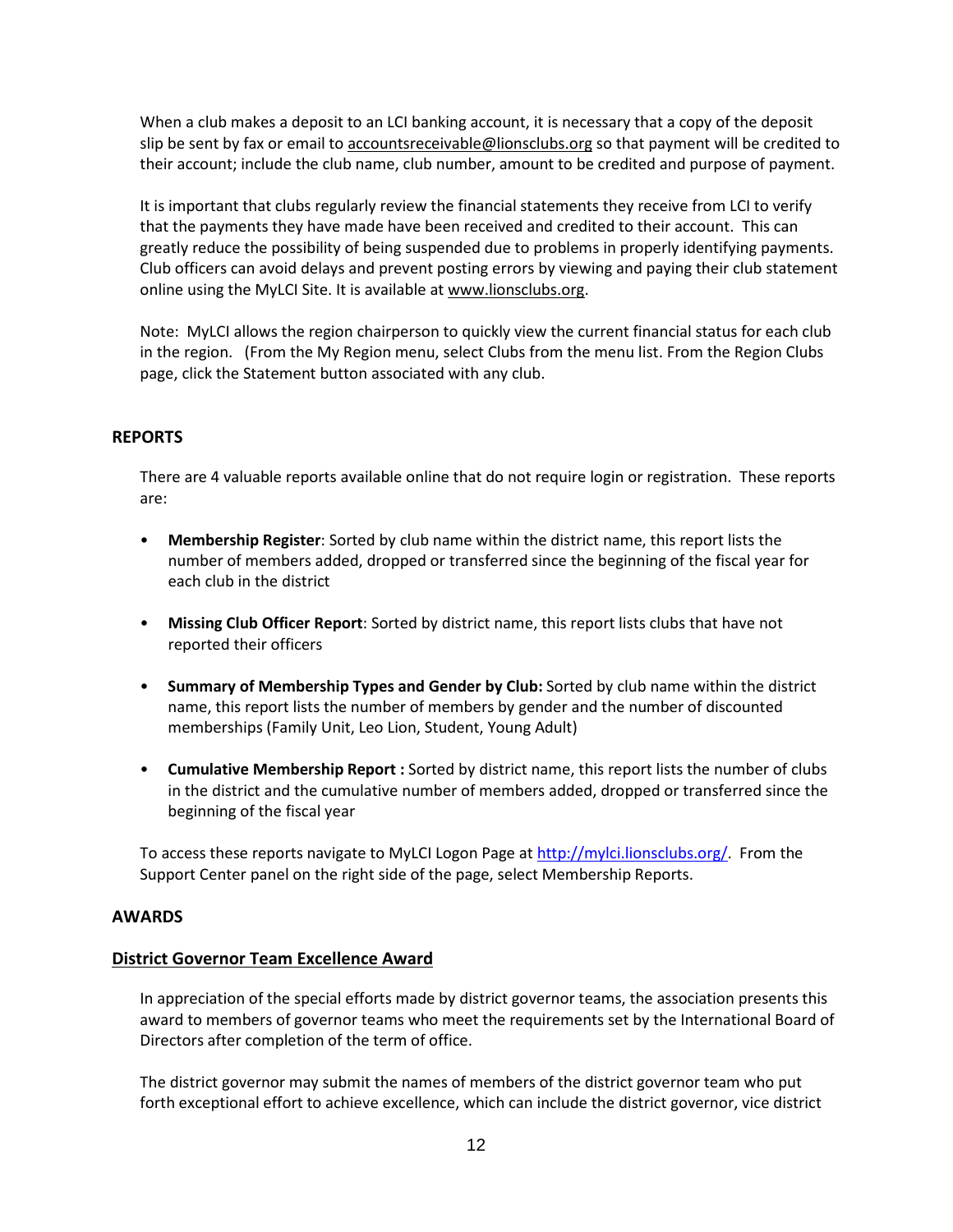When a club makes a deposit to an LCI banking account, it is necessary that a copy of the deposit slip be sent by fax or email to accountsreceivable@lionsclubs.org so that payment will be credited to their account; include the club name, club number, amount to be credited and purpose of payment.

It is important that clubs regularly review the financial statements they receive from LCI to verify that the payments they have made have been received and credited to their account. This can greatly reduce the possibility of being suspended due to problems in properly identifying payments. Club officers can avoid delays and prevent posting errors by viewing and paying their club statement online using the MyLCI Site. It is available at www.lionsclubs.org.

Note: MyLCI allows the region chairperson to quickly view the current financial status for each club in the region. (From the My Region menu, select Clubs from the menu list. From the Region Clubs page, click the Statement button associated with any club.

## REPORTS

There are 4 valuable reports available online that do not require login or registration. These reports are:

- **Membership Register**: Sorted by club name within the district name, this report lists the number of members added, dropped or transferred since the beginning of the fiscal year for each club in the district

- **Missing Club Officer Report**: Sorted by district name, this report lists clubs that have not reported their officers

- **Summary of Membership Types and Gender by Club:** Sorted by club name within the district name, this report lists the number of members by gender and the number of discounted memberships (Family Unit, Leo Lion, Student, Young Adult)

- **Cumulative Membership Report :** Sorted by district name, this report lists the number of clubs in the district and the cumulative number of members added, dropped or transferred since the beginning of the fiscal year

To access these reports navigate to MyLCI Logon Page at http://mylci.lionsclubs.org/. From the Support Center panel on the right side of the page, select Membership Reports.

## AWARDS

### District Governor Team Excellence Award

In appreciation of the special efforts made by district governor teams, the association presents this award to members of governor teams who meet the requirements set by the International Board of Directors after completion of the term of office.

The district governor may submit the names of members of the district governor team who put forth exceptional effort to achieve excellence, which can include the district governor, vice district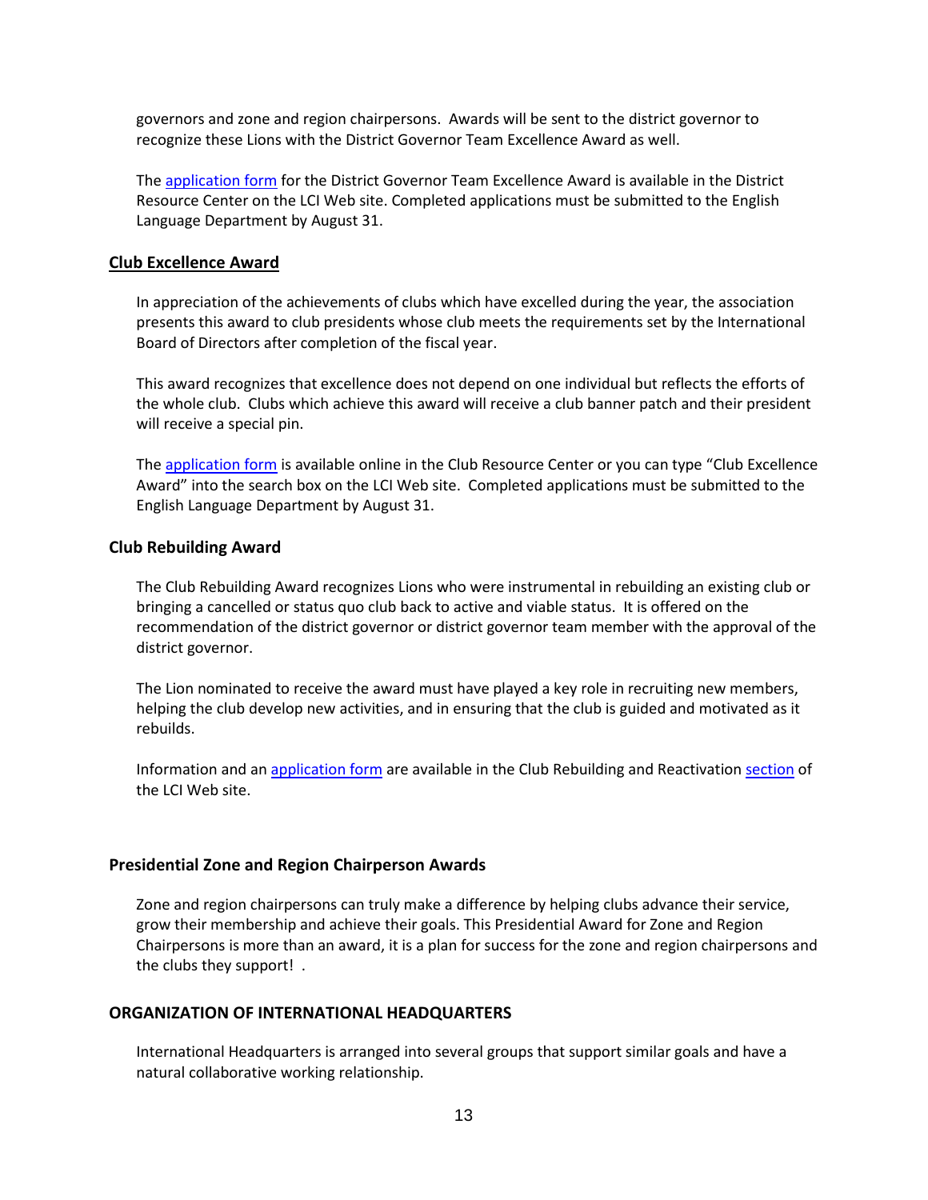governors and zone and region chairpersons. Awards will be sent to the district governor to recognize these Lions with the District Governor Team Excellence Award as well.

The application form for the District Governor Team Excellence Award is available in the District Resource Center on the LCI Web site. Completed applications must be submitted to the English Language Department by August 31.

### Club Excellence Award

In appreciation of the achievements of clubs which have excelled during the year, the association presents this award to club presidents whose club meets the requirements set by the International Board of Directors after completion of the fiscal year.

This award recognizes that excellence does not depend on one individual but reflects the efforts of the whole club. Clubs which achieve this award will receive a club banner patch and their president will receive a special pin.

The application form is available online in the Club Resource Center or you can type "Club Excellence Award" into the search box on the LCI Web site. Completed applications must be submitted to the English Language Department by August 31.

### Club Rebuilding Award

The Club Rebuilding Award recognizes Lions who were instrumental in rebuilding an existing club or bringing a cancelled or status quo club back to active and viable status. It is offered on the recommendation of the district governor or district governor team member with the approval of the district governor.

The Lion nominated to receive the award must have played a key role in recruiting new members, helping the club develop new activities, and in ensuring that the club is guided and motivated as it rebuilds.

Information and an application form are available in the Club Rebuilding and Reactivation section of the LCI Web site.

### Presidential Zone and Region Chairperson Awards

Zone and region chairpersons can truly make a difference by helping clubs advance their service, grow their membership and achieve their goals. This Presidential Award for Zone and Region Chairpersons is more than an award, it is a plan for success for the zone and region chairpersons and the clubs they support! .

## ORGANIZATION OF INTERNATIONAL HEADQUARTERS

International Headquarters is arranged into several groups that support similar goals and have a natural collaborative working relationship.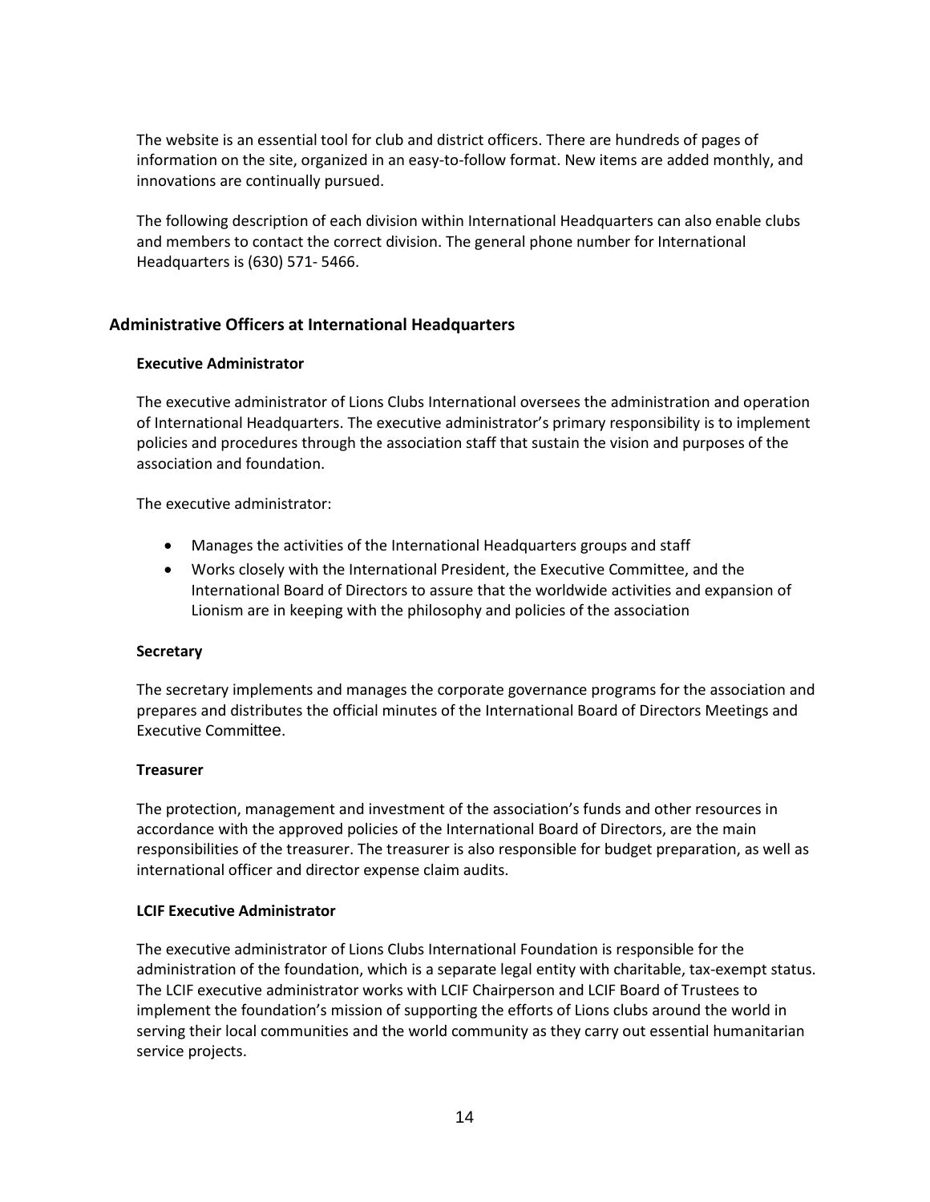The website is an essential tool for club and district officers. There are hundreds of pages of information on the site, organized in an easy-to-follow format. New items are added monthly, and innovations are continually pursued.

The following description of each division within International Headquarters can also enable clubs and members to contact the correct division. The general phone number for International Headquarters is (630) 571- 5466.

## Administrative Officers at International Headquarters

### Executive Administrator

The executive administrator of Lions Clubs International oversees the administration and operation of International Headquarters. The executive administrator's primary responsibility is to implement policies and procedures through the association staff that sustain the vision and purposes of the association and foundation.

The executive administrator:

- Manages the activities of the International Headquarters groups and staff
- Works closely with the International President, the Executive Committee, and the International Board of Directors to assure that the worldwide activities and expansion of Lionism are in keeping with the philosophy and policies of the association

### Secretary

The secretary implements and manages the corporate governance programs for the association and prepares and distributes the official minutes of the International Board of Directors Meetings and Executive Committee.

### Treasurer

The protection, management and investment of the association's funds and other resources in accordance with the approved policies of the International Board of Directors, are the main responsibilities of the treasurer. The treasurer is also responsible for budget preparation, as well as international officer and director expense claim audits.

### LCIF Executive Administrator

The executive administrator of Lions Clubs International Foundation is responsible for the administration of the foundation, which is a separate legal entity with charitable, tax-exempt status. The LCIF executive administrator works with LCIF Chairperson and LCIF Board of Trustees to implement the foundation's mission of supporting the efforts of Lions clubs around the world in serving their local communities and the world community as they carry out essential humanitarian service projects.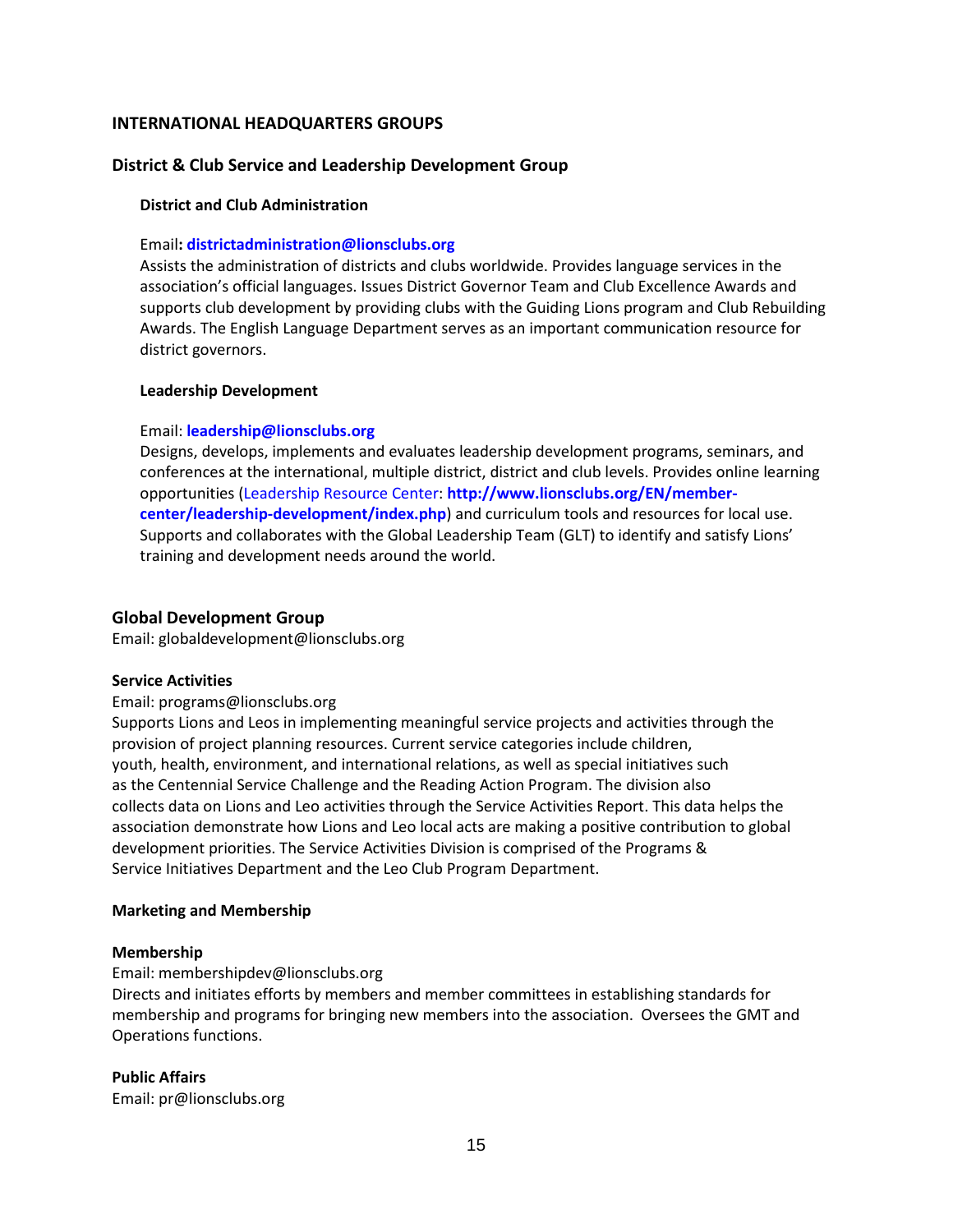## INTERNATIONAL HEADQUARTERS GROUPS

### District & Club Service and Leadership Development Group

#### District and Club Administration

Email: **districtadministration@lionsclubs.org**
Assists the administration of districts and clubs worldwide. Provides language services in the association's official languages. Issues District Governor Team and Club Excellence Awards and supports club development by providing clubs with the Guiding Lions program and Club Rebuilding Awards. The English Language Department serves as an important communication resource for district governors.

#### Leadership Development

Email: **leadership@lionsclubs.org**
Designs, develops, implements and evaluates leadership development programs, seminars, and conferences at the international, multiple district, district and club levels. Provides online learning opportunities (Leadership Resource Center: **http://www.lionsclubs.org/EN/member-center/leadership-development/index.php**) and curriculum tools and resources for local use. Supports and collaborates with the Global Leadership Team (GLT) to identify and satisfy Lions' training and development needs around the world.

### Global Development Group

Email: globaldevelopment@lionsclubs.org

#### Service Activities

Email: programs@lionsclubs.org
Supports Lions and Leos in implementing meaningful service projects and activities through the provision of project planning resources. Current service categories include children, youth, health, environment, and international relations, as well as special initiatives such as the Centennial Service Challenge and the Reading Action Program. The division also collects data on Lions and Leo activities through the Service Activities Report. This data helps the association demonstrate how Lions and Leo local acts are making a positive contribution to global development priorities. The Service Activities Division is comprised of the Programs & Service Initiatives Department and the Leo Club Program Department.

#### Marketing and Membership

#### Membership

Email: membershipdev@lionsclubs.org
Directs and initiates efforts by members and member committees in establishing standards for membership and programs for bringing new members into the association. Oversees the GMT and Operations functions.

#### Public Affairs

Email: pr@lionsclubs.org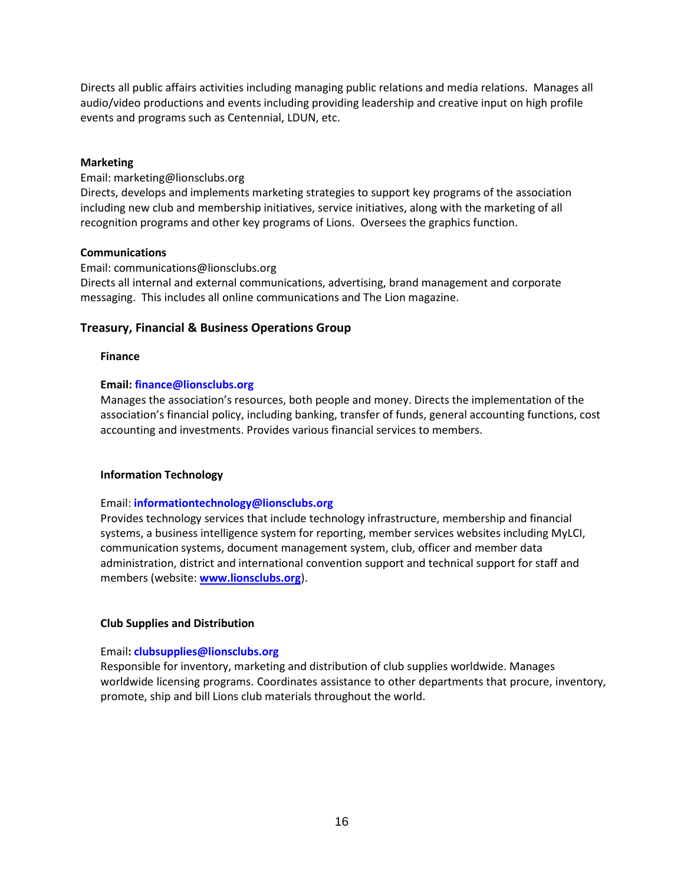Directs all public affairs activities including managing public relations and media relations. Manages all audio/video productions and events including providing leadership and creative input on high profile events and programs such as Centennial, LDUN, etc.

**Marketing**

Email: marketing@lionsclubs.org
Directs, develops and implements marketing strategies to support key programs of the association including new club and membership initiatives, service initiatives, along with the marketing of all recognition programs and other key programs of Lions. Oversees the graphics function.

**Communications**

Email: communications@lionsclubs.org
Directs all internal and external communications, advertising, brand management and corporate messaging. This includes all online communications and The Lion magazine.

## Treasury, Financial & Business Operations Group

### Finance

**Email: finance@lionsclubs.org**
Manages the association's resources, both people and money. Directs the implementation of the association's financial policy, including banking, transfer of funds, general accounting functions, cost accounting and investments. Provides various financial services to members.

### Information Technology

Email: **informationtechnology@lionsclubs.org**
Provides technology services that include technology infrastructure, membership and financial systems, a business intelligence system for reporting, member services websites including MyLCI, communication systems, document management system, club, officer and member data administration, district and international convention support and technical support for staff and members (website: **www.lionsclubs.org**).

### Club Supplies and Distribution

Email**: clubsupplies@lionsclubs.org**
Responsible for inventory, marketing and distribution of club supplies worldwide. Manages worldwide licensing programs. Coordinates assistance to other departments that procure, inventory, promote, ship and bill Lions club materials throughout the world.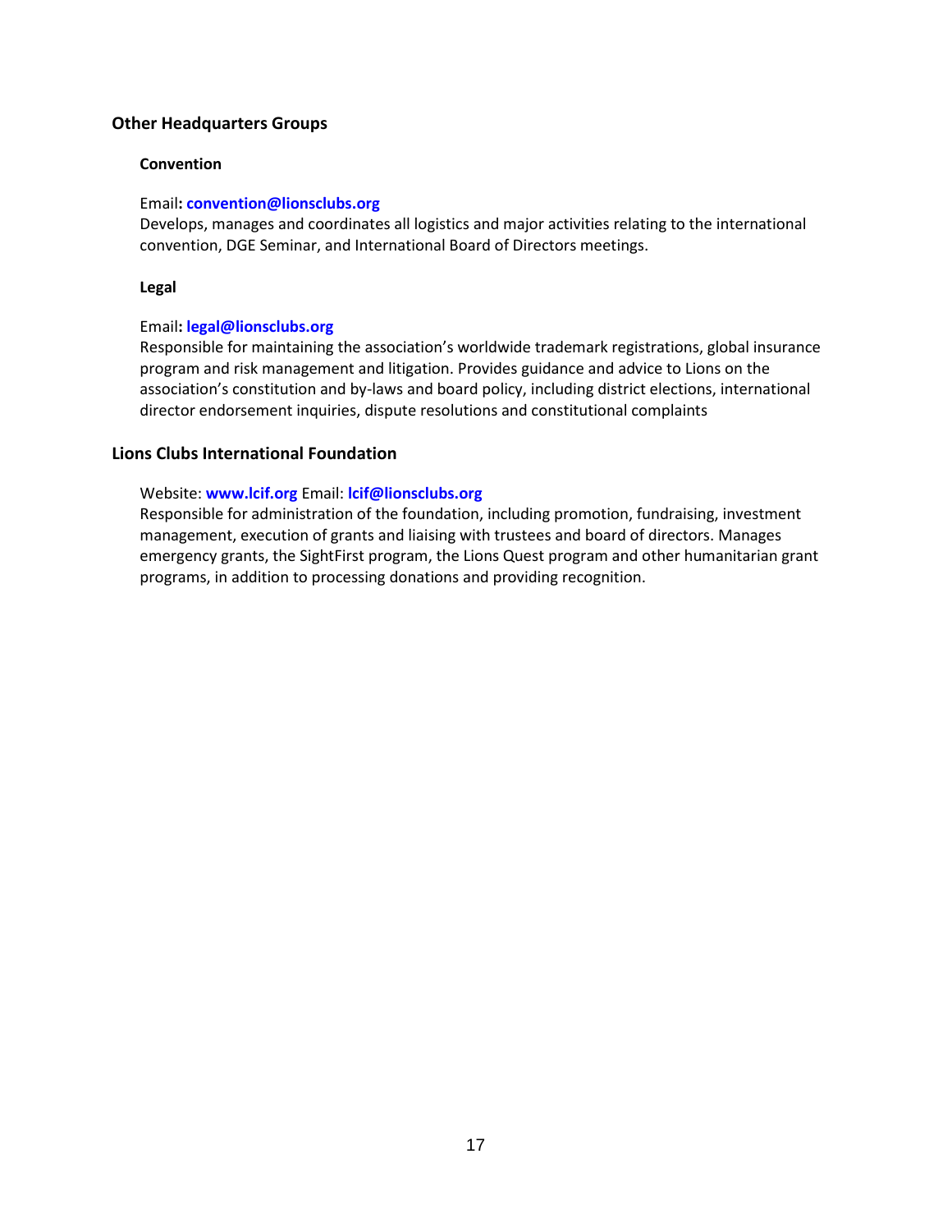## Other Headquarters Groups

### Convention

Email: **convention@lionsclubs.org**
Develops, manages and coordinates all logistics and major activities relating to the international convention, DGE Seminar, and International Board of Directors meetings.

### Legal

Email: **legal@lionsclubs.org**
Responsible for maintaining the association's worldwide trademark registrations, global insurance program and risk management and litigation. Provides guidance and advice to Lions on the association's constitution and by-laws and board policy, including district elections, international director endorsement inquiries, dispute resolutions and constitutional complaints

## Lions Clubs International Foundation

Website: **www.lcif.org** Email: **lcif@lionsclubs.org**
Responsible for administration of the foundation, including promotion, fundraising, investment management, execution of grants and liaising with trustees and board of directors. Manages emergency grants, the SightFirst program, the Lions Quest program and other humanitarian grant programs, in addition to processing donations and providing recognition.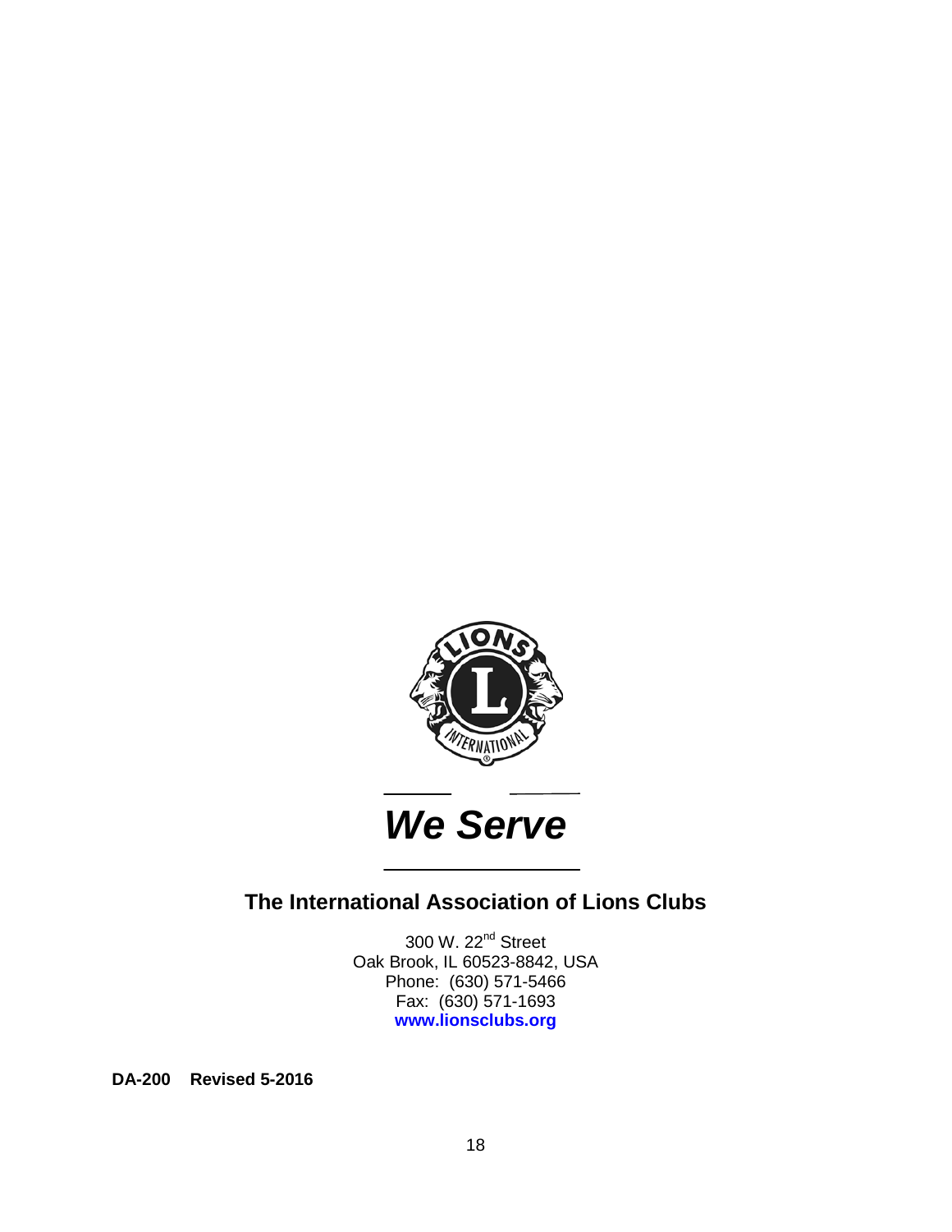***We Serve***

**The International Association of Lions Clubs**

300 W. 22nd Street
Oak Brook, IL 60523-8842, USA
Phone: (630) 571-5466
Fax: (630) 571-1693
**www.lionsclubs.org**

**DA-200 Revised 5-2016**